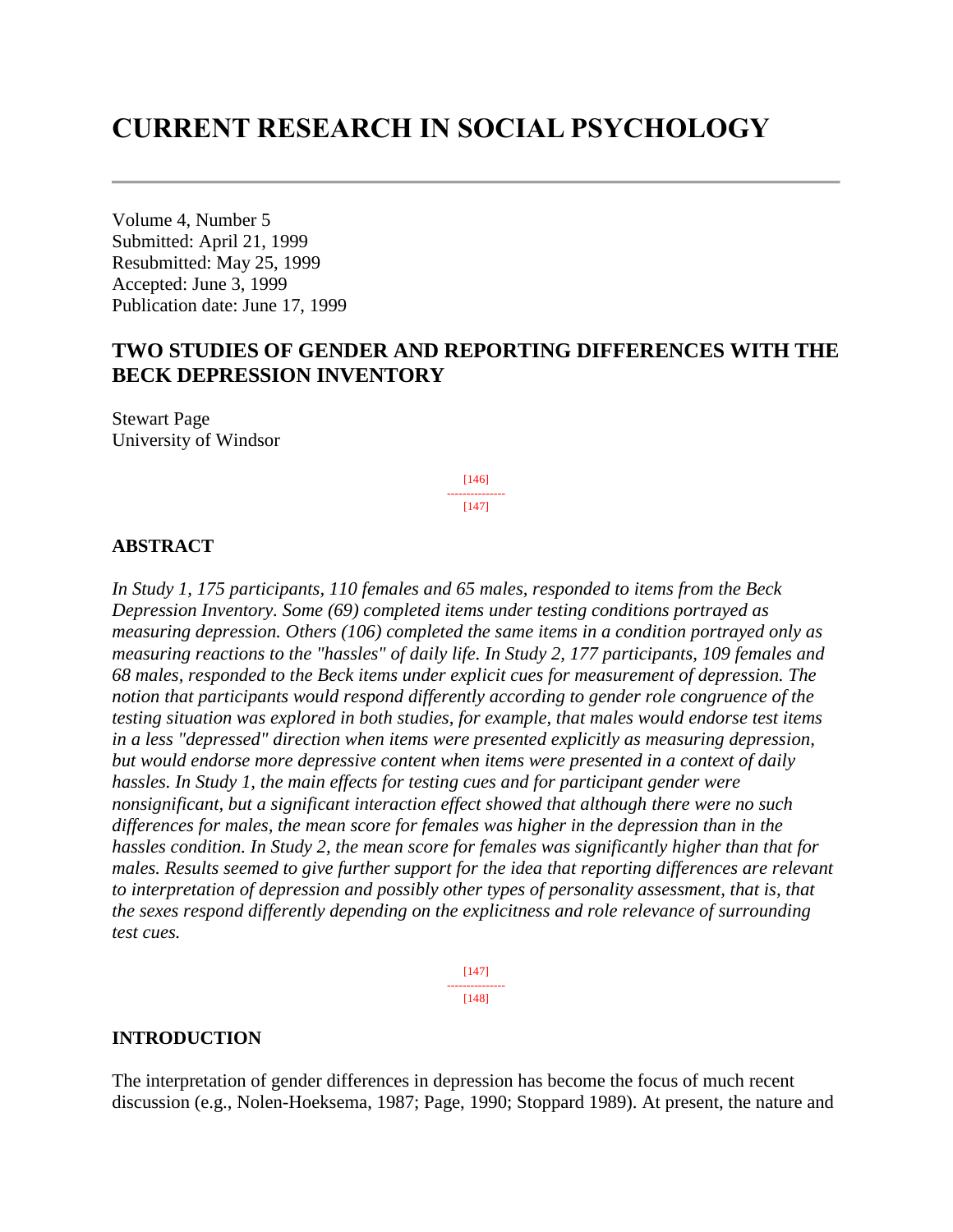# CURRENT RESEARCH IN SOCIAL PSYCHOLOGY

Volume 4, Number 5
Submitted: April 21, 1999
Resubmitted: May 25, 1999
Accepted: June 3, 1999
Publication date: June 17, 1999

## TWO STUDIES OF GENDER AND REPORTING DIFFERENCES WITH THE BECK DEPRESSION INVENTORY

Stewart Page
University of Windsor

### ABSTRACT

*In Study 1, 175 participants, 110 females and 65 males, responded to items from the Beck Depression Inventory. Some (69) completed items under testing conditions portrayed as measuring depression. Others (106) completed the same items in a condition portrayed only as measuring reactions to the "hassles" of daily life. In Study 2, 177 participants, 109 females and 68 males, responded to the Beck items under explicit cues for measurement of depression. The notion that participants would respond differently according to gender role congruence of the testing situation was explored in both studies, for example, that males would endorse test items in a less "depressed" direction when items were presented explicitly as measuring depression, but would endorse more depressive content when items were presented in a context of daily hassles. In Study 1, the main effects for testing cues and for participant gender were nonsignificant, but a significant interaction effect showed that although there were no such differences for males, the mean score for females was higher in the depression than in the hassles condition. In Study 2, the mean score for females was significantly higher than that for males. Results seemed to give further support for the idea that reporting differences are relevant to interpretation of depression and possibly other types of personality assessment, that is, that the sexes respond differently depending on the explicitness and role relevance of surrounding test cues.*

### INTRODUCTION

The interpretation of gender differences in depression has become the focus of much recent discussion (e.g., Nolen-Hoeksema, 1987; Page, 1990; Stoppard 1989). At present, the nature and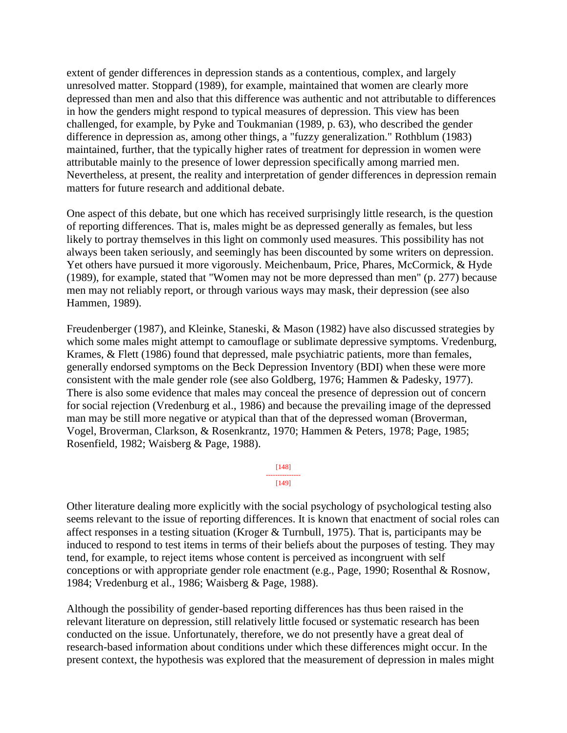extent of gender differences in depression stands as a contentious, complex, and largely unresolved matter. Stoppard (1989), for example, maintained that women are clearly more depressed than men and also that this difference was authentic and not attributable to differences in how the genders might respond to typical measures of depression. This view has been challenged, for example, by Pyke and Toukmanian (1989, p. 63), who described the gender difference in depression as, among other things, a "fuzzy generalization." Rothblum (1983) maintained, further, that the typically higher rates of treatment for depression in women were attributable mainly to the presence of lower depression specifically among married men. Nevertheless, at present, the reality and interpretation of gender differences in depression remain matters for future research and additional debate.

One aspect of this debate, but one which has received surprisingly little research, is the question of reporting differences. That is, males might be as depressed generally as females, but less likely to portray themselves in this light on commonly used measures. This possibility has not always been taken seriously, and seemingly has been discounted by some writers on depression. Yet others have pursued it more vigorously. Meichenbaum, Price, Phares, McCormick, & Hyde (1989), for example, stated that "Women may not be more depressed than men" (p. 277) because men may not reliably report, or through various ways may mask, their depression (see also Hammen, 1989).

Freudenberger (1987), and Kleinke, Staneski, & Mason (1982) have also discussed strategies by which some males might attempt to camouflage or sublimate depressive symptoms. Vredenburg, Krames, & Flett (1986) found that depressed, male psychiatric patients, more than females, generally endorsed symptoms on the Beck Depression Inventory (BDI) when these were more consistent with the male gender role (see also Goldberg, 1976; Hammen & Padesky, 1977). There is also some evidence that males may conceal the presence of depression out of concern for social rejection (Vredenburg et al., 1986) and because the prevailing image of the depressed man may be still more negative or atypical than that of the depressed woman (Broverman, Vogel, Broverman, Clarkson, & Rosenkrantz, 1970; Hammen & Peters, 1978; Page, 1985; Rosenfield, 1982; Waisberg & Page, 1988).

Other literature dealing more explicitly with the social psychology of psychological testing also seems relevant to the issue of reporting differences. It is known that enactment of social roles can affect responses in a testing situation (Kroger & Turnbull, 1975). That is, participants may be induced to respond to test items in terms of their beliefs about the purposes of testing. They may tend, for example, to reject items whose content is perceived as incongruent with self conceptions or with appropriate gender role enactment (e.g., Page, 1990; Rosenthal & Rosnow, 1984; Vredenburg et al., 1986; Waisberg & Page, 1988).

Although the possibility of gender-based reporting differences has thus been raised in the relevant literature on depression, still relatively little focused or systematic research has been conducted on the issue. Unfortunately, therefore, we do not presently have a great deal of research-based information about conditions under which these differences might occur. In the present context, the hypothesis was explored that the measurement of depression in males might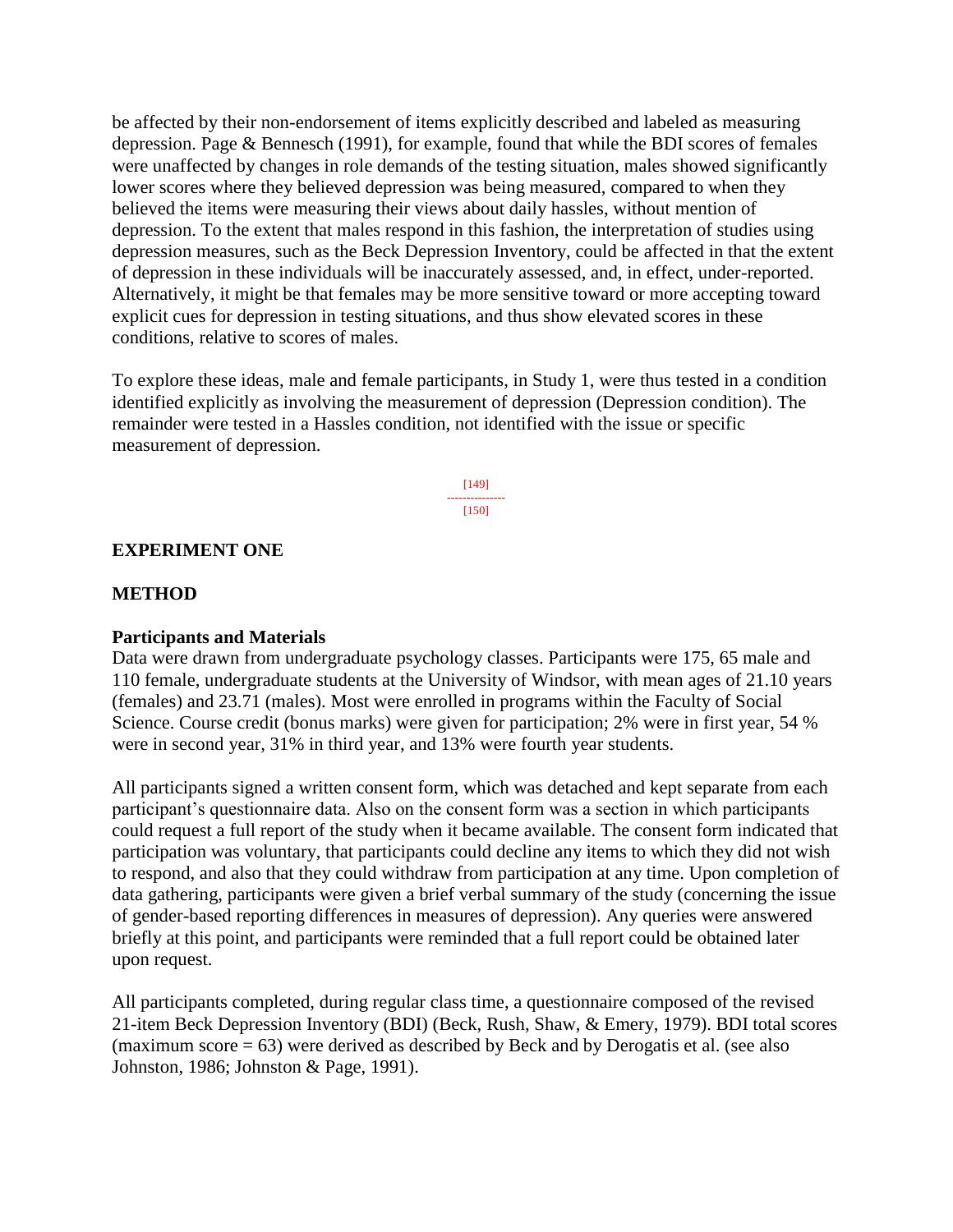be affected by their non-endorsement of items explicitly described and labeled as measuring depression. Page & Bennesch (1991), for example, found that while the BDI scores of females were unaffected by changes in role demands of the testing situation, males showed significantly lower scores where they believed depression was being measured, compared to when they believed the items were measuring their views about daily hassles, without mention of depression. To the extent that males respond in this fashion, the interpretation of studies using depression measures, such as the Beck Depression Inventory, could be affected in that the extent of depression in these individuals will be inaccurately assessed, and, in effect, under-reported. Alternatively, it might be that females may be more sensitive toward or more accepting toward explicit cues for depression in testing situations, and thus show elevated scores in these conditions, relative to scores of males.

To explore these ideas, male and female participants, in Study 1, were thus tested in a condition identified explicitly as involving the measurement of depression (Depression condition). The remainder were tested in a Hassles condition, not identified with the issue or specific measurement of depression.

## EXPERIMENT ONE

### METHOD

#### Participants and Materials

Data were drawn from undergraduate psychology classes. Participants were 175, 65 male and 110 female, undergraduate students at the University of Windsor, with mean ages of 21.10 years (females) and 23.71 (males). Most were enrolled in programs within the Faculty of Social Science. Course credit (bonus marks) were given for participation; 2% were in first year, 54 % were in second year, 31% in third year, and 13% were fourth year students.

All participants signed a written consent form, which was detached and kept separate from each participant's questionnaire data. Also on the consent form was a section in which participants could request a full report of the study when it became available. The consent form indicated that participation was voluntary, that participants could decline any items to which they did not wish to respond, and also that they could withdraw from participation at any time. Upon completion of data gathering, participants were given a brief verbal summary of the study (concerning the issue of gender-based reporting differences in measures of depression). Any queries were answered briefly at this point, and participants were reminded that a full report could be obtained later upon request.

All participants completed, during regular class time, a questionnaire composed of the revised 21-item Beck Depression Inventory (BDI) (Beck, Rush, Shaw, & Emery, 1979). BDI total scores (maximum score = 63) were derived as described by Beck and by Derogatis et al. (see also Johnston, 1986; Johnston & Page, 1991).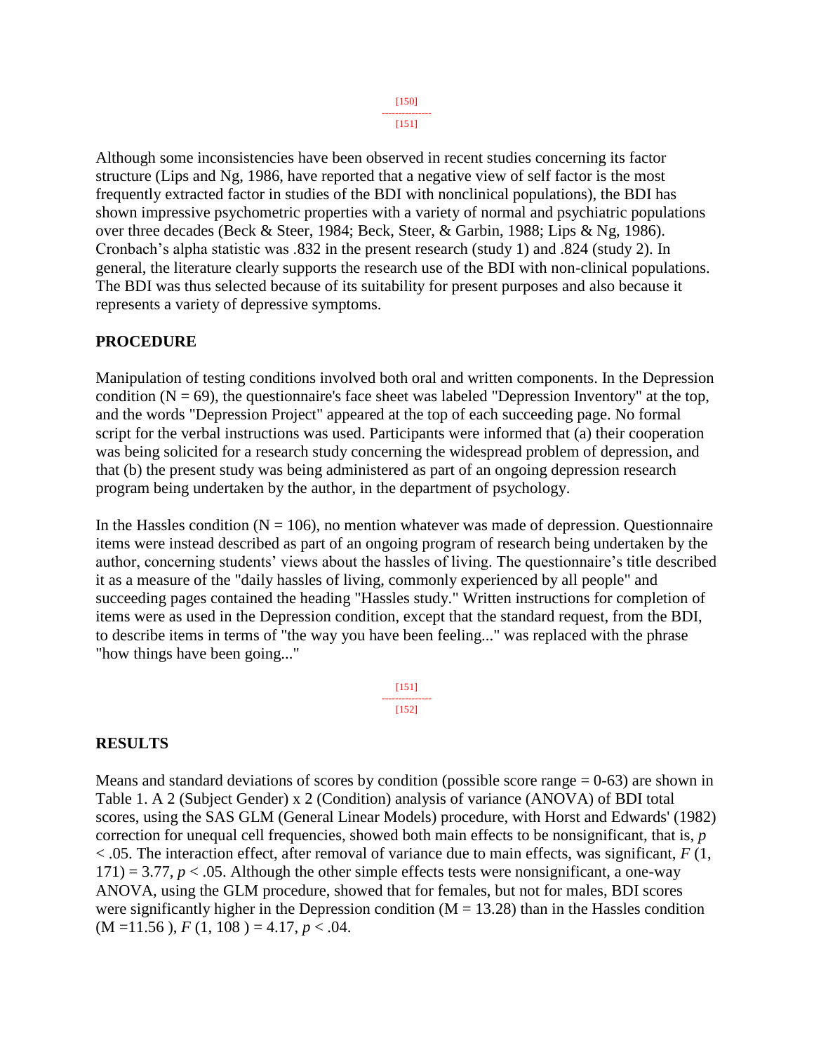Although some inconsistencies have been observed in recent studies concerning its factor structure (Lips and Ng, 1986, have reported that a negative view of self factor is the most frequently extracted factor in studies of the BDI with nonclinical populations), the BDI has shown impressive psychometric properties with a variety of normal and psychiatric populations over three decades (Beck & Steer, 1984; Beck, Steer, & Garbin, 1988; Lips & Ng, 1986). Cronbach's alpha statistic was .832 in the present research (study 1) and .824 (study 2). In general, the literature clearly supports the research use of the BDI with non-clinical populations. The BDI was thus selected because of its suitability for present purposes and also because it represents a variety of depressive symptoms.

## PROCEDURE

Manipulation of testing conditions involved both oral and written components. In the Depression condition ($N = 69$), the questionnaire's face sheet was labeled "Depression Inventory" at the top, and the words "Depression Project" appeared at the top of each succeeding page. No formal script for the verbal instructions was used. Participants were informed that (a) their cooperation was being solicited for a research study concerning the widespread problem of depression, and that (b) the present study was being administered as part of an ongoing depression research program being undertaken by the author, in the department of psychology.

In the Hassles condition ($N = 106$), no mention whatever was made of depression. Questionnaire items were instead described as part of an ongoing program of research being undertaken by the author, concerning students' views about the hassles of living. The questionnaire's title described it as a measure of the "daily hassles of living, commonly experienced by all people" and succeeding pages contained the heading "Hassles study." Written instructions for completion of items were as used in the Depression condition, except that the standard request, from the BDI, to describe items in terms of "the way you have been feeling..." was replaced with the phrase "how things have been going..."

## RESULTS

Means and standard deviations of scores by condition (possible score range = 0-63) are shown in Table 1. A 2 (Subject Gender) x 2 (Condition) analysis of variance (ANOVA) of BDI total scores, using the SAS GLM (General Linear Models) procedure, with Horst and Edwards' (1982) correction for unequal cell frequencies, showed both main effects to be nonsignificant, that is, $p < .05$. The interaction effect, after removal of variance due to main effects, was significant, $F(1, 171) = 3.77$, $p < .05$. Although the other simple effects tests were nonsignificant, a one-way ANOVA, using the GLM procedure, showed that for females, but not for males, BDI scores were significantly higher in the Depression condition ($M = 13.28$) than in the Hassles condition ($M = 11.56$), $F(1, 108) = 4.17$, $p < .04$.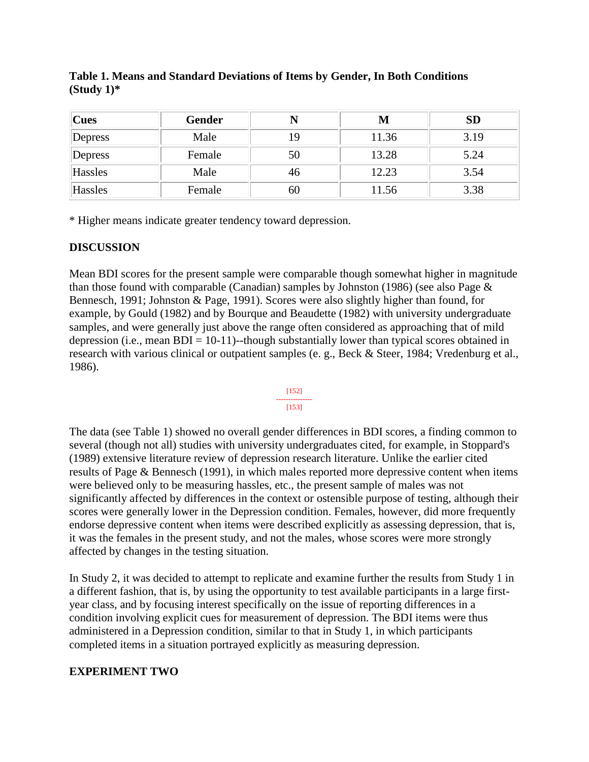**Table 1. Means and Standard Deviations of Items by Gender, In Both Conditions (Study 1)***

| Cues | Gender | N | M | SD |
|---|---|---|---|---|
| Depress | Male | 19 | 11.36 | 3.19 |
| Depress | Female | 50 | 13.28 | 5.24 |
| Hassles | Male | 46 | 12.23 | 3.54 |
| Hassles | Female | 60 | 11.56 | 3.38 |

* Higher means indicate greater tendency toward depression.

## DISCUSSION

Mean BDI scores for the present sample were comparable though somewhat higher in magnitude than those found with comparable (Canadian) samples by Johnston (1986) (see also Page & Bennesch, 1991; Johnston & Page, 1991). Scores were also slightly higher than found, for example, by Gould (1982) and by Bourque and Beaudette (1982) with university undergraduate samples, and were generally just above the range often considered as approaching that of mild depression (i.e., mean BDI = 10-11)--though substantially lower than typical scores obtained in research with various clinical or outpatient samples (e. g., Beck & Steer, 1984; Vredenburg et al., 1986).

[152]
---------------
[153]

The data (see Table 1) showed no overall gender differences in BDI scores, a finding common to several (though not all) studies with university undergraduates cited, for example, in Stoppard's (1989) extensive literature review of depression research literature. Unlike the earlier cited results of Page & Bennesch (1991), in which males reported more depressive content when items were believed only to be measuring hassles, etc., the present sample of males was not significantly affected by differences in the context or ostensible purpose of testing, although their scores were generally lower in the Depression condition. Females, however, did more frequently endorse depressive content when items were described explicitly as assessing depression, that is, it was the females in the present study, and not the males, whose scores were more strongly affected by changes in the testing situation.

In Study 2, it was decided to attempt to replicate and examine further the results from Study 1 in a different fashion, that is, by using the opportunity to test available participants in a large first-year class, and by focusing interest specifically on the issue of reporting differences in a condition involving explicit cues for measurement of depression. The BDI items were thus administered in a Depression condition, similar to that in Study 1, in which participants completed items in a situation portrayed explicitly as measuring depression.

## EXPERIMENT TWO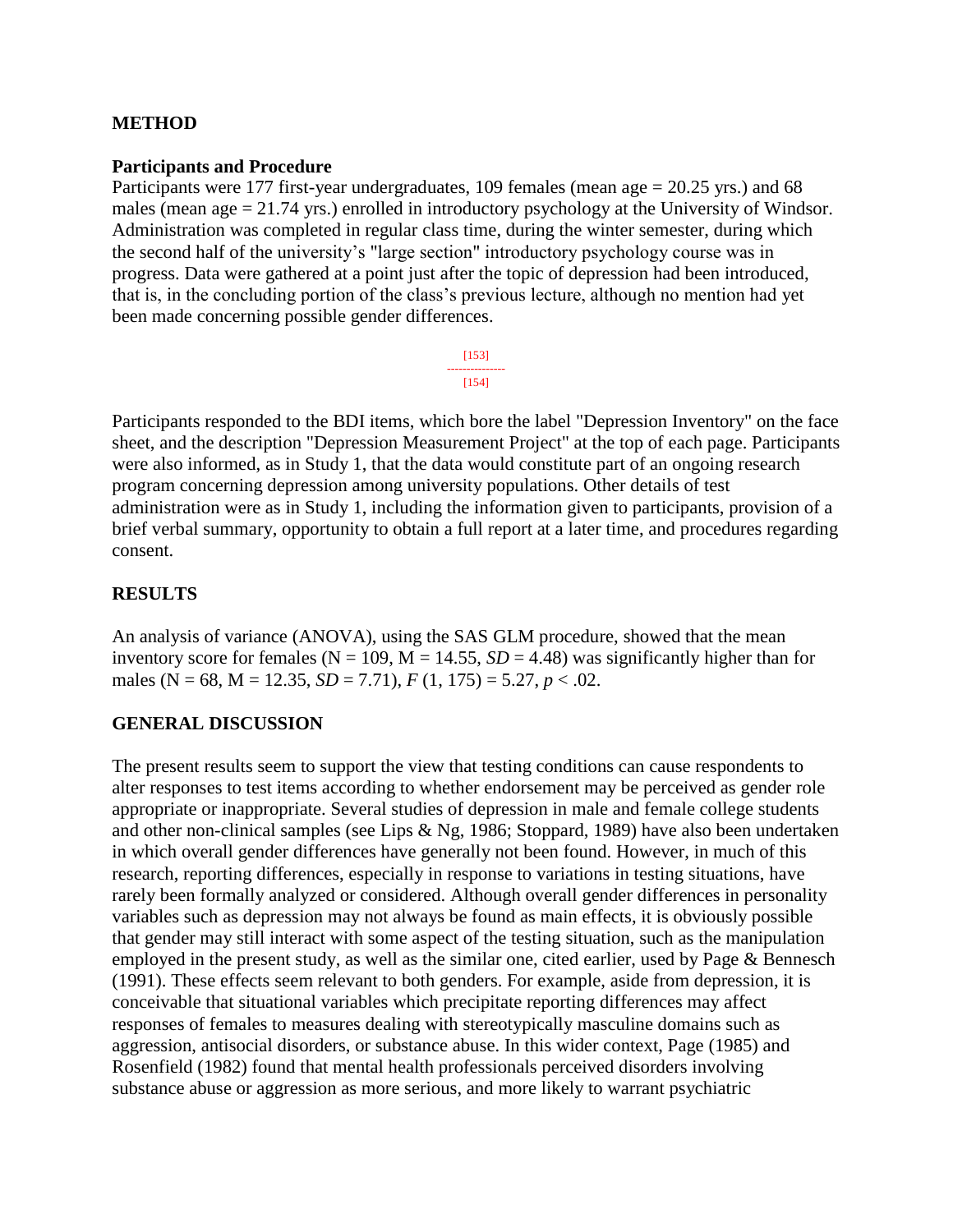## METHOD

### Participants and Procedure

Participants were 177 first-year undergraduates, 109 females (mean age = 20.25 yrs.) and 68 males (mean age = 21.74 yrs.) enrolled in introductory psychology at the University of Windsor. Administration was completed in regular class time, during the winter semester, during which the second half of the university's "large section" introductory psychology course was in progress. Data were gathered at a point just after the topic of depression had been introduced, that is, in the concluding portion of the class's previous lecture, although no mention had yet been made concerning possible gender differences.

Participants responded to the BDI items, which bore the label "Depression Inventory" on the face sheet, and the description "Depression Measurement Project" at the top of each page. Participants were also informed, as in Study 1, that the data would constitute part of an ongoing research program concerning depression among university populations. Other details of test administration were as in Study 1, including the information given to participants, provision of a brief verbal summary, opportunity to obtain a full report at a later time, and procedures regarding consent.

## RESULTS

An analysis of variance (ANOVA), using the SAS GLM procedure, showed that the mean inventory score for females ($N = 109$, $M = 14.55$, $SD = 4.48$) was significantly higher than for males ($N = 68$, $M = 12.35$, $SD = 7.71$), $F(1, 175) = 5.27$, $p < .02$.

## GENERAL DISCUSSION

The present results seem to support the view that testing conditions can cause respondents to alter responses to test items according to whether endorsement may be perceived as gender role appropriate or inappropriate. Several studies of depression in male and female college students and other non-clinical samples (see Lips & Ng, 1986; Stoppard, 1989) have also been undertaken in which overall gender differences have generally not been found. However, in much of this research, reporting differences, especially in response to variations in testing situations, have rarely been formally analyzed or considered. Although overall gender differences in personality variables such as depression may not always be found as main effects, it is obviously possible that gender may still interact with some aspect of the testing situation, such as the manipulation employed in the present study, as well as the similar one, cited earlier, used by Page & Bennesch (1991). These effects seem relevant to both genders. For example, aside from depression, it is conceivable that situational variables which precipitate reporting differences may affect responses of females to measures dealing with stereotypically masculine domains such as aggression, antisocial disorders, or substance abuse. In this wider context, Page (1985) and Rosenfield (1982) found that mental health professionals perceived disorders involving substance abuse or aggression as more serious, and more likely to warrant psychiatric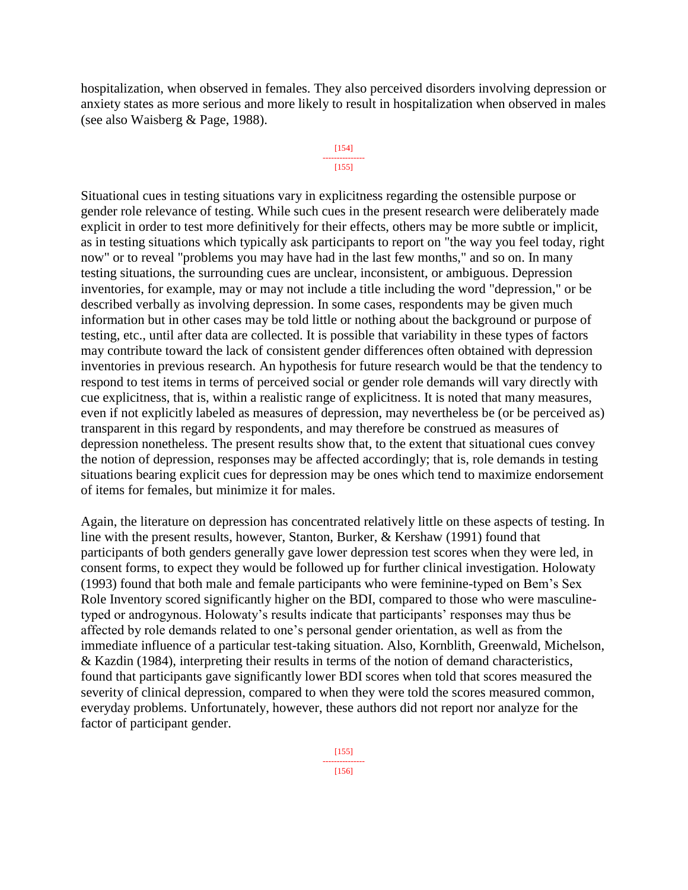hospitalization, when observed in females. They also perceived disorders involving depression or anxiety states as more serious and more likely to result in hospitalization when observed in males (see also Waisberg & Page, 1988).

Situational cues in testing situations vary in explicitness regarding the ostensible purpose or gender role relevance of testing. While such cues in the present research were deliberately made explicit in order to test more definitively for their effects, others may be more subtle or implicit, as in testing situations which typically ask participants to report on "the way you feel today, right now" or to reveal "problems you may have had in the last few months," and so on. In many testing situations, the surrounding cues are unclear, inconsistent, or ambiguous. Depression inventories, for example, may or may not include a title including the word "depression," or be described verbally as involving depression. In some cases, respondents may be given much information but in other cases may be told little or nothing about the background or purpose of testing, etc., until after data are collected. It is possible that variability in these types of factors may contribute toward the lack of consistent gender differences often obtained with depression inventories in previous research. An hypothesis for future research would be that the tendency to respond to test items in terms of perceived social or gender role demands will vary directly with cue explicitness, that is, within a realistic range of explicitness. It is noted that many measures, even if not explicitly labeled as measures of depression, may nevertheless be (or be perceived as) transparent in this regard by respondents, and may therefore be construed as measures of depression nonetheless. The present results show that, to the extent that situational cues convey the notion of depression, responses may be affected accordingly; that is, role demands in testing situations bearing explicit cues for depression may be ones which tend to maximize endorsement of items for females, but minimize it for males.

Again, the literature on depression has concentrated relatively little on these aspects of testing. In line with the present results, however, Stanton, Burker, & Kershaw (1991) found that participants of both genders generally gave lower depression test scores when they were led, in consent forms, to expect they would be followed up for further clinical investigation. Holowaty (1993) found that both male and female participants who were feminine-typed on Bem's Sex Role Inventory scored significantly higher on the BDI, compared to those who were masculine-typed or androgynous. Holowaty's results indicate that participants' responses may thus be affected by role demands related to one's personal gender orientation, as well as from the immediate influence of a particular test-taking situation. Also, Kornblith, Greenwald, Michelson, & Kazdin (1984), interpreting their results in terms of the notion of demand characteristics, found that participants gave significantly lower BDI scores when told that scores measured the severity of clinical depression, compared to when they were told the scores measured common, everyday problems. Unfortunately, however, these authors did not report nor analyze for the factor of participant gender.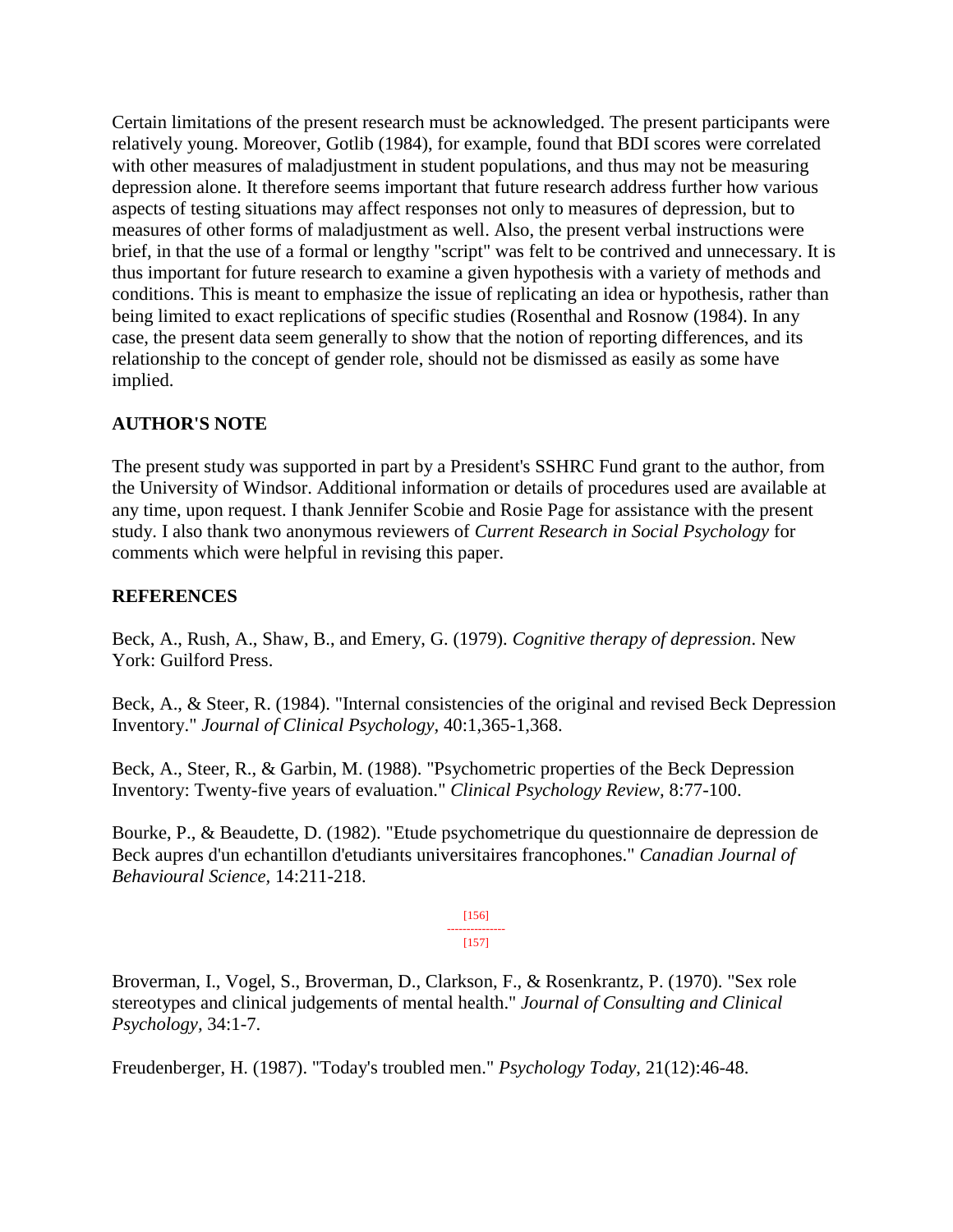Certain limitations of the present research must be acknowledged. The present participants were relatively young. Moreover, Gotlib (1984), for example, found that BDI scores were correlated with other measures of maladjustment in student populations, and thus may not be measuring depression alone. It therefore seems important that future research address further how various aspects of testing situations may affect responses not only to measures of depression, but to measures of other forms of maladjustment as well. Also, the present verbal instructions were brief, in that the use of a formal or lengthy "script" was felt to be contrived and unnecessary. It is thus important for future research to examine a given hypothesis with a variety of methods and conditions. This is meant to emphasize the issue of replicating an idea or hypothesis, rather than being limited to exact replications of specific studies (Rosenthal and Rosnow (1984). In any case, the present data seem generally to show that the notion of reporting differences, and its relationship to the concept of gender role, should not be dismissed as easily as some have implied.

## AUTHOR'S NOTE

The present study was supported in part by a President's SSHRC Fund grant to the author, from the University of Windsor. Additional information or details of procedures used are available at any time, upon request. I thank Jennifer Scobie and Rosie Page for assistance with the present study. I also thank two anonymous reviewers of *Current Research in Social Psychology* for comments which were helpful in revising this paper.

## REFERENCES

Beck, A., Rush, A., Shaw, B., and Emery, G. (1979). *Cognitive therapy of depression*. New York: Guilford Press.

Beck, A., & Steer, R. (1984). "Internal consistencies of the original and revised Beck Depression Inventory." *Journal of Clinical Psychology,* 40:1,365-1,368.

Beck, A., Steer, R., & Garbin, M. (1988). "Psychometric properties of the Beck Depression Inventory: Twenty-five years of evaluation." *Clinical Psychology Review,* 8:77-100.

Bourke, P., & Beaudette, D. (1982). "Etude psychometrique du questionnaire de depression de Beck aupres d'un echantillon d'etudiants universitaires francophones." *Canadian Journal of Behavioural Science,* 14:211-218.

Broverman, I., Vogel, S., Broverman, D., Clarkson, F., & Rosenkrantz, P. (1970). "Sex role stereotypes and clinical judgements of mental health." *Journal of Consulting and Clinical Psychology,* 34:1-7.

Freudenberger, H. (1987). "Today's troubled men." *Psychology Today,* 21(12):46-48.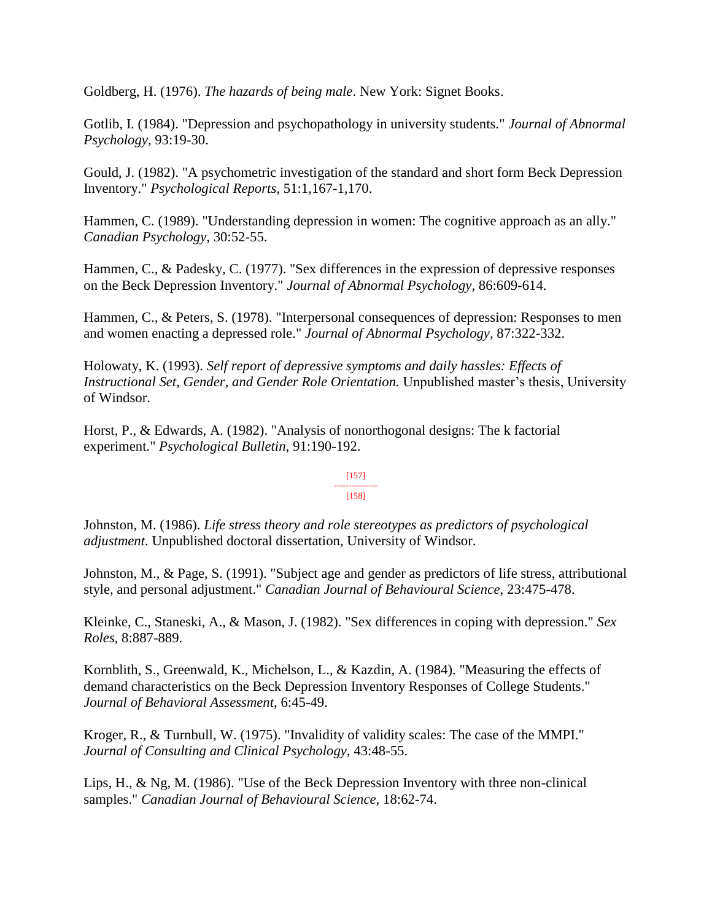Goldberg, H. (1976). *The hazards of being male*. New York: Signet Books.

Gotlib, I. (1984). "Depression and psychopathology in university students." *Journal of Abnormal Psychology,* 93:19-30.

Gould, J. (1982). "A psychometric investigation of the standard and short form Beck Depression Inventory." *Psychological Reports*, 51:1,167-1,170.

Hammen, C. (1989). "Understanding depression in women: The cognitive approach as an ally." *Canadian Psychology,* 30:52-55.

Hammen, C., & Padesky, C. (1977). "Sex differences in the expression of depressive responses on the Beck Depression Inventory." *Journal of Abnormal Psychology,* 86:609-614.

Hammen, C., & Peters, S. (1978). "Interpersonal consequences of depression: Responses to men and women enacting a depressed role." *Journal of Abnormal Psychology,* 87:322-332.

Holowaty, K. (1993). *Self report of depressive symptoms and daily hassles: Effects of Instructional Set, Gender, and Gender Role Orientation.* Unpublished master's thesis, University of Windsor.

Horst, P., & Edwards, A. (1982). "Analysis of nonorthogonal designs: The k factorial experiment." *Psychological Bulletin,* 91:190-192.

Johnston, M. (1986). *Life stress theory and role stereotypes as predictors of psychological adjustment*. Unpublished doctoral dissertation, University of Windsor.

Johnston, M., & Page, S. (1991). "Subject age and gender as predictors of life stress, attributional style, and personal adjustment." *Canadian Journal of Behavioural Science*, 23:475-478.

Kleinke, C., Staneski, A., & Mason, J. (1982). "Sex differences in coping with depression." *Sex Roles,* 8:887-889.

Kornblith, S., Greenwald, K., Michelson, L., & Kazdin, A. (1984). "Measuring the effects of demand characteristics on the Beck Depression Inventory Responses of College Students." *Journal of Behavioral Assessment,* 6:45-49.

Kroger, R., & Turnbull, W. (1975). "Invalidity of validity scales: The case of the MMPI." *Journal of Consulting and Clinical Psychology*, 43:48-55.

Lips, H., & Ng, M. (1986). "Use of the Beck Depression Inventory with three non-clinical samples." *Canadian Journal of Behavioural Science,* 18:62-74.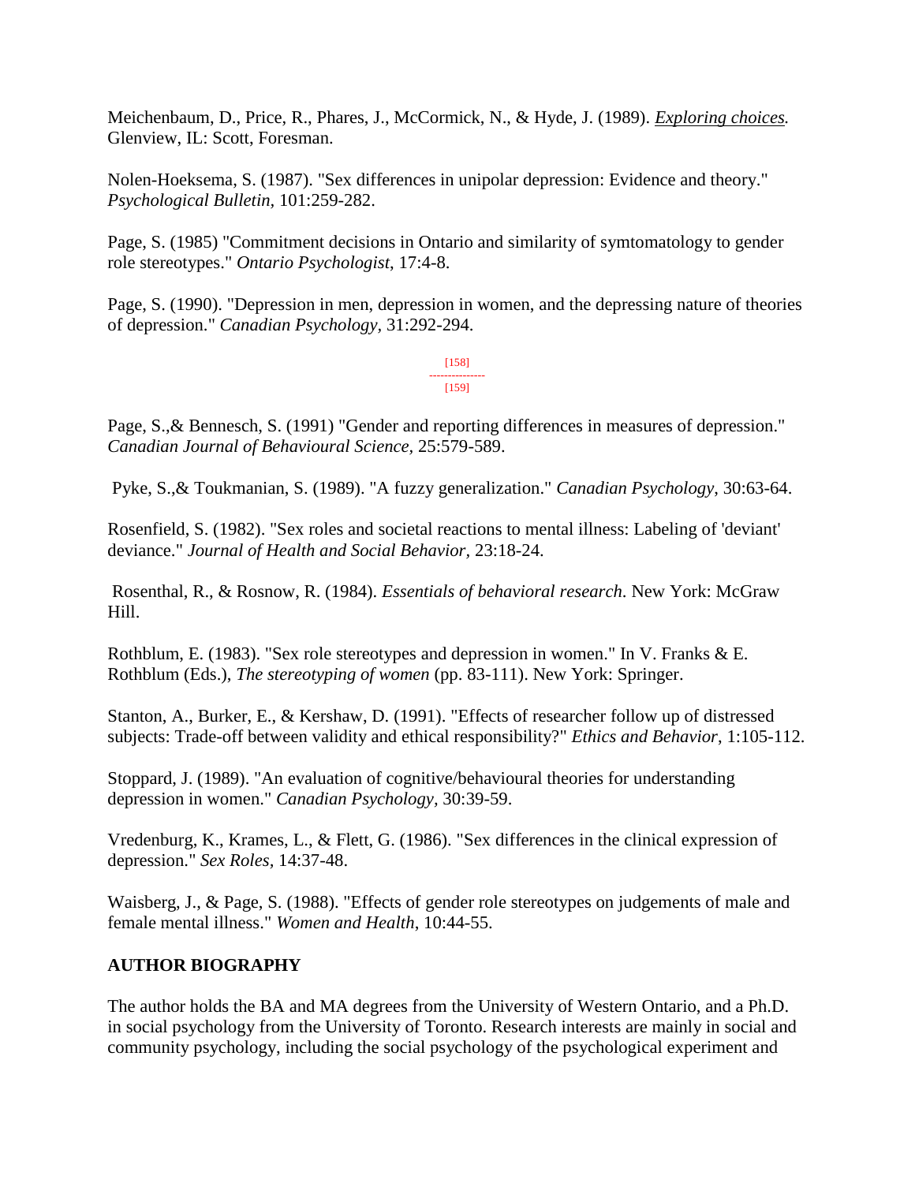Meichenbaum, D., Price, R., Phares, J., McCormick, N., & Hyde, J. (1989). *Exploring choices.* Glenview, IL: Scott, Foresman.

Nolen-Hoeksema, S. (1987). "Sex differences in unipolar depression: Evidence and theory." *Psychological Bulletin*, 101:259-282.

Page, S. (1985) "Commitment decisions in Ontario and similarity of symtomatology to gender role stereotypes." *Ontario Psychologist*, 17:4-8.

Page, S. (1990). "Depression in men, depression in women, and the depressing nature of theories of depression." *Canadian Psychology*, 31:292-294.

Page, S.,& Bennesch, S. (1991) "Gender and reporting differences in measures of depression." *Canadian Journal of Behavioural Science*, 25:579-589.

Pyke, S.,& Toukmanian, S. (1989). "A fuzzy generalization." *Canadian Psychology*, 30:63-64.

Rosenfield, S. (1982). "Sex roles and societal reactions to mental illness: Labeling of 'deviant' deviance." *Journal of Health and Social Behavior*, 23:18-24.

Rosenthal, R., & Rosnow, R. (1984). *Essentials of behavioral research*. New York: McGraw Hill.

Rothblum, E. (1983). "Sex role stereotypes and depression in women." In V. Franks & E. Rothblum (Eds.), *The stereotyping of women* (pp. 83-111). New York: Springer.

Stanton, A., Burker, E., & Kershaw, D. (1991). "Effects of researcher follow up of distressed subjects: Trade-off between validity and ethical responsibility?" *Ethics and Behavior*, 1:105-112.

Stoppard, J. (1989). "An evaluation of cognitive/behavioural theories for understanding depression in women." *Canadian Psychology*, 30:39-59.

Vredenburg, K., Krames, L., & Flett, G. (1986). "Sex differences in the clinical expression of depression." *Sex Roles*, 14:37-48.

Waisberg, J., & Page, S. (1988). "Effects of gender role stereotypes on judgements of male and female mental illness." *Women and Health*, 10:44-55.

**AUTHOR BIOGRAPHY**

The author holds the BA and MA degrees from the University of Western Ontario, and a Ph.D. in social psychology from the University of Toronto. Research interests are mainly in social and community psychology, including the social psychology of the psychological experiment and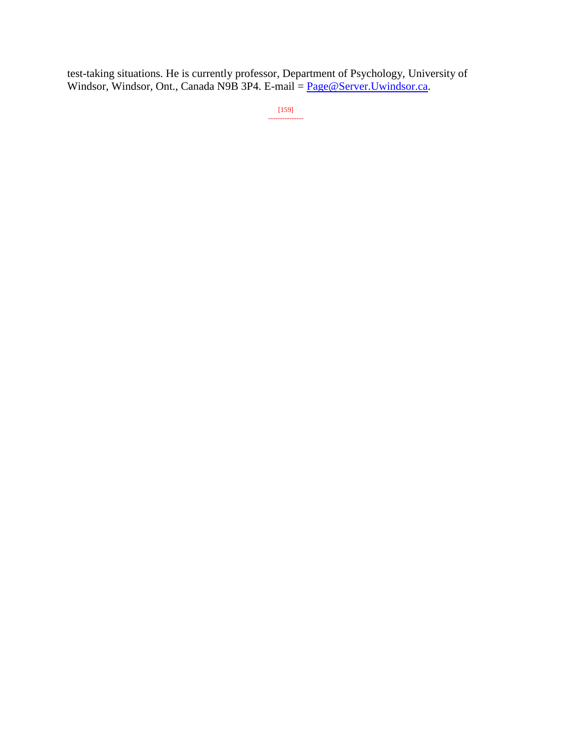test-taking situations. He is currently professor, Department of Psychology, University of Windsor, Windsor, Ont., Canada N9B 3P4. E-mail = Page@Server.Uwindsor.ca.